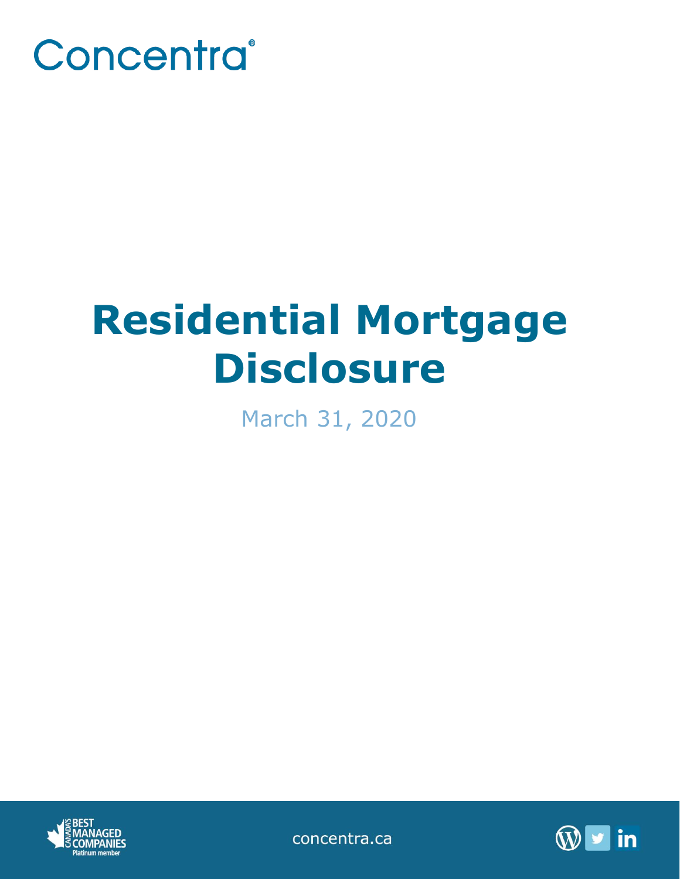Concentra®

# Residential Mortgage Disclosure

March 31, 2020

concentra.ca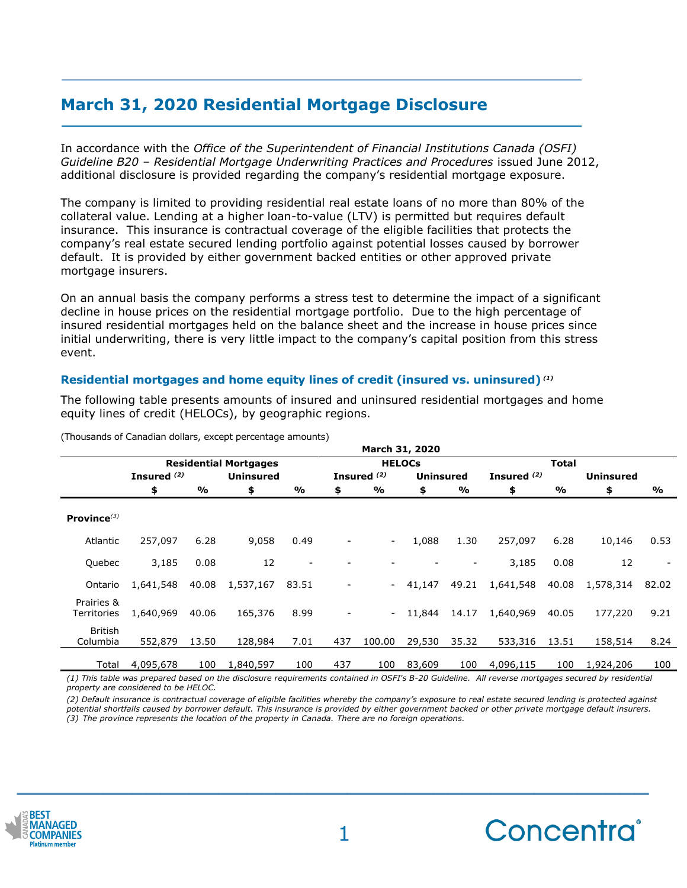## March 31, 2020 Residential Mortgage Disclosure

In accordance with the *Office of the Superintendent of Financial Institutions Canada (OSFI) Guideline B20 – Residential Mortgage Underwriting Practices and Procedures* issued June 2012, additional disclosure is provided regarding the company's residential mortgage exposure.

The company is limited to providing residential real estate loans of no more than 80% of the collateral value. Lending at a higher loan-to-value (LTV) is permitted but requires default insurance. This insurance is contractual coverage of the eligible facilities that protects the company's real estate secured lending portfolio against potential losses caused by borrower default. It is provided by either government backed entities or other approved private mortgage insurers.

On an annual basis the company performs a stress test to determine the impact of a significant decline in house prices on the residential mortgage portfolio. Due to the high percentage of insured residential mortgages held on the balance sheet and the increase in house prices since initial underwriting, there is very little impact to the company's capital position from this stress event.

### Residential mortgages and home equity lines of credit (insured vs. uninsured) [(1)]

The following table presents amounts of insured and uninsured residential mortgages and home equity lines of credit (HELOCs), by geographic regions.

(Thousands of Canadian dollars, except percentage amounts)

| | March 31, 2020 | | | | | | | | | | | |
|---|---|---|---|---|---|---|---|---|---|---|---|---|
| | Residential Mortgages | | | | HELOCs | | | | Total | | | |
| | Insured [(2)] | | Uninsured | | Insured [(2)] | | Uninsured | | Insured [(2)] | | Uninsured | |
| | $ | % | $ | % | $ | % | $ | % | $ | % | $ | % |
| **Province**[(3)] | | | | | | | | | | | | |
| Atlantic | 257,097 | 6.28 | 9,058 | 0.49 | - | - | 1,088 | 1.30 | 257,097 | 6.28 | 10,146 | 0.53 |
| Quebec | 3,185 | 0.08 | 12 | - | - | - | - | - | 3,185 | 0.08 | 12 | - |
| Ontario | 1,641,548 | 40.08 | 1,537,167 | 83.51 | - | - | 41,147 | 49.21 | 1,641,548 | 40.08 | 1,578,314 | 82.02 |
| Prairies & Territories | 1,640,969 | 40.06 | 165,376 | 8.99 | - | - | 11,844 | 14.17 | 1,640,969 | 40.05 | 177,220 | 9.21 |
| British Columbia | 552,879 | 13.50 | 128,984 | 7.01 | 437 | 100.00 | 29,530 | 35.32 | 533,316 | 13.51 | 158,514 | 8.24 |
| Total | 4,095,678 | 100 | 1,840,597 | 100 | 437 | 100 | 83,609 | 100 | 4,096,115 | 100 | 1,924,206 | 100 |

*(1) This table was prepared based on the disclosure requirements contained in OSFI's B-20 Guideline. All reverse mortgages secured by residential property are considered to be HELOC.*

*(2) Default insurance is contractual coverage of eligible facilities whereby the company's exposure to real estate secured lending is protected against potential shortfalls caused by borrower default. This insurance is provided by either government backed or other private mortgage default insurers.*

*(3) The province represents the location of the property in Canada. There are no foreign operations.*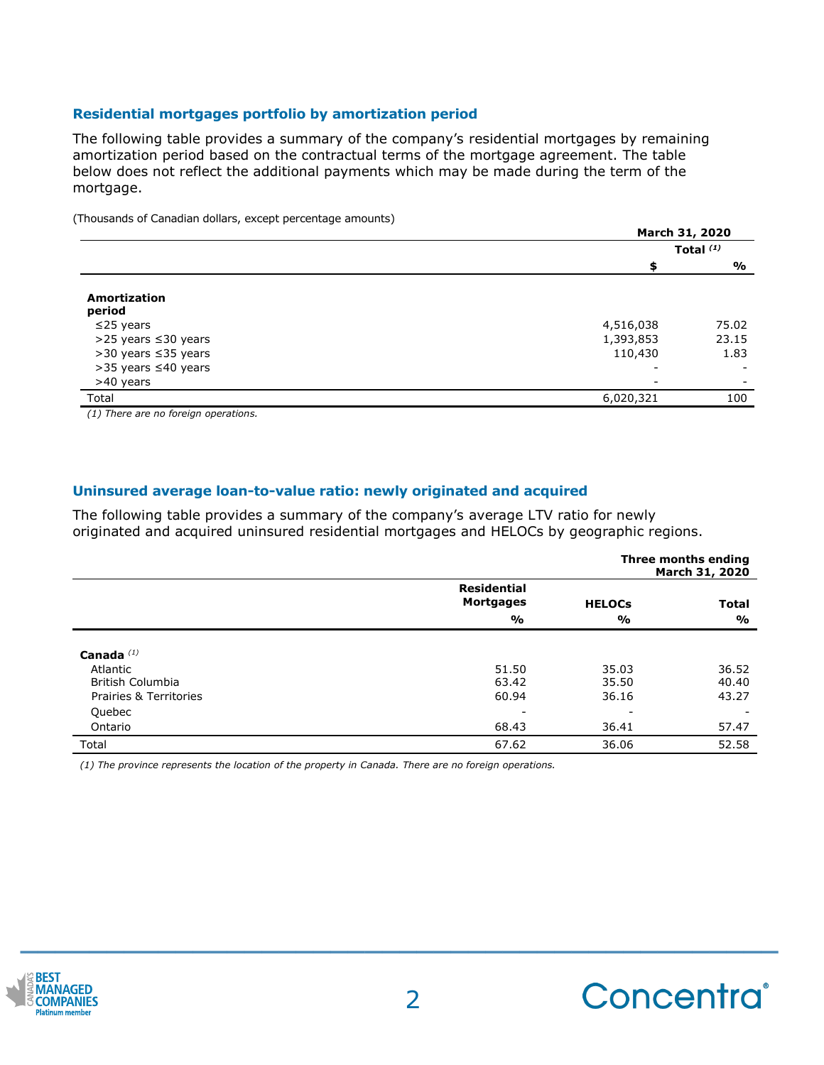## Residential mortgages portfolio by amortization period

The following table provides a summary of the company's residential mortgages by remaining amortization period based on the contractual terms of the mortgage agreement. The table below does not reflect the additional payments which may be made during the term of the mortgage.

(Thousands of Canadian dollars, except percentage amounts)

| | March 31, 2020 | |
|---|---|---|
| | Total (1) | |
| | $ | % |
| **Amortization period** | | |
| ≤25 years | 4,516,038 | 75.02 |
| >25 years ≤30 years | 1,393,853 | 23.15 |
| >30 years ≤35 years | 110,430 | 1.83 |
| >35 years ≤40 years | - | - |
| >40 years | - | - |
| Total | 6,020,321 | 100 |

*(1) There are no foreign operations.*

## Uninsured average loan-to-value ratio: newly originated and acquired

The following table provides a summary of the company's average LTV ratio for newly originated and acquired uninsured residential mortgages and HELOCs by geographic regions.

| | Three months ending March 31, 2020 | | |
|---|---|---|---|
| | Residential Mortgages | HELOCs | Total |
| | % | % | % |
| **Canada** (1) | | | |
| Atlantic | 51.50 | 35.03 | 36.52 |
| British Columbia | 63.42 | 35.50 | 40.40 |
| Prairies & Territories | 60.94 | 36.16 | 43.27 |
| Quebec | - | - | - |
| Ontario | 68.43 | 36.41 | 57.47 |
| Total | 67.62 | 36.06 | 52.58 |

*(1) The province represents the location of the property in Canada. There are no foreign operations.*